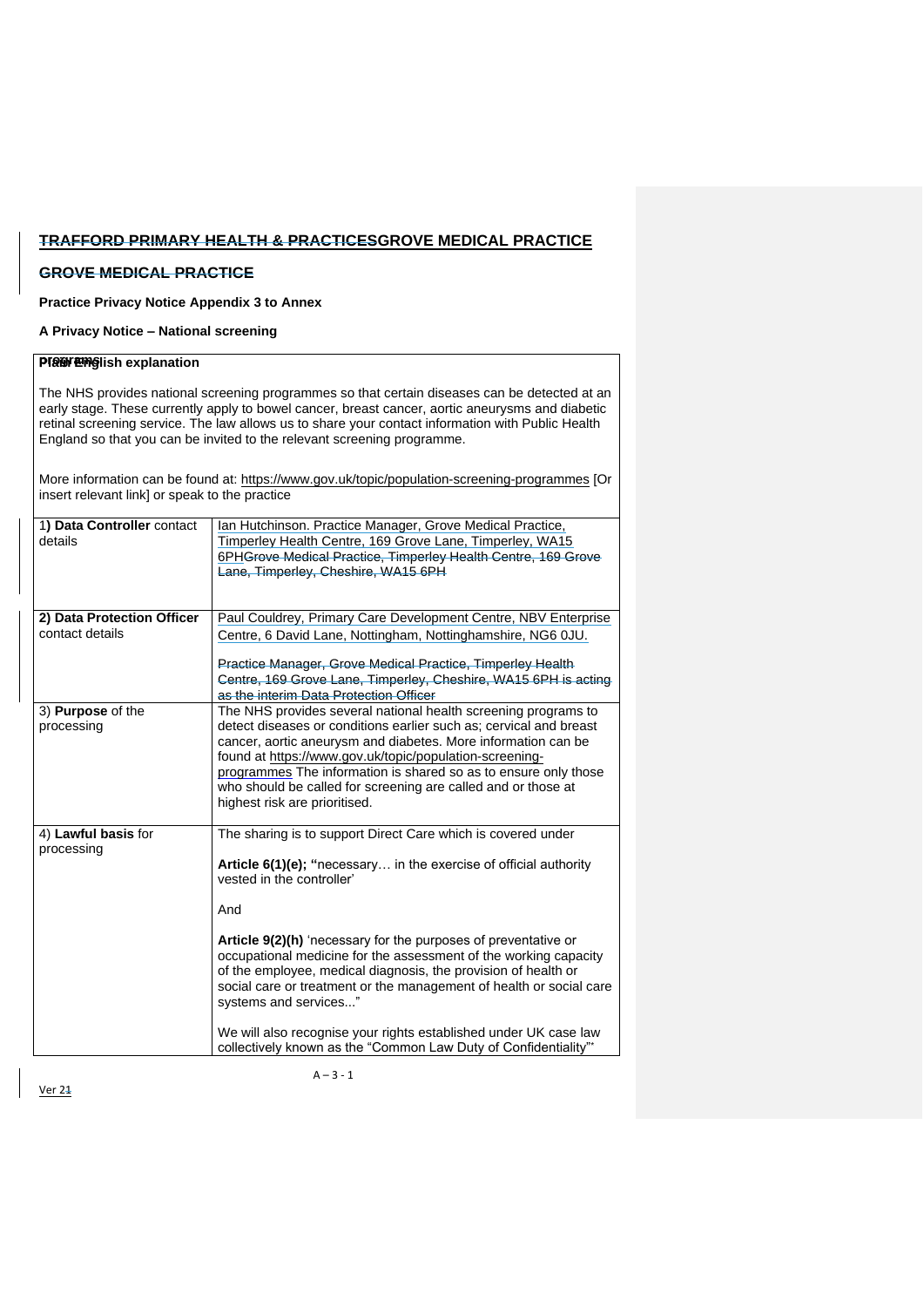# ~~TRAFFORD PRIMARY HEALTH & PRACTICES~~GROVE MEDICAL PRACTICE

## ~~GROVE MEDICAL PRACTICE~~

**Practice Privacy Notice Appendix 3 to Annex**

**A Privacy Notice – National screening programmes**

| **Plain English explanation** |
|---|
| The NHS provides national screening programmes so that certain diseases can be detected at an early stage. These currently apply to bowel cancer, breast cancer, aortic aneurysms and diabetic retinal screening service. The law allows us to share your contact information with Public Health England so that you can be invited to the relevant screening programme.<br><br>More information can be found at: https://www.gov.uk/topic/population-screening-programmes [Or insert relevant link] or speak to the practice |

| | |
|---|---|
| 1**) Data Controller** contact details | Ian Hutchinson. Practice Manager, Grove Medical Practice, Timperley Health Centre, 169 Grove Lane, Timperley, WA15 6PH~~Grove Medical Practice, Timperley Health Centre, 169 Grove Lane, Timperley, Cheshire, WA15 6PH~~ |
| **2) Data Protection Officer** contact details | Paul Couldrey, Primary Care Development Centre, NBV Enterprise Centre, 6 David Lane, Nottingham, Nottinghamshire, NG6 0JU.<br><br>~~Practice Manager, Grove Medical Practice, Timperley Health Centre, 169 Grove Lane, Timperley, Cheshire, WA15 6PH is acting as the interim Data Protection Officer~~ |
| 3) **Purpose** of the processing | The NHS provides several national health screening programs to detect diseases or conditions earlier such as; cervical and breast cancer, aortic aneurysm and diabetes. More information can be found at https://www.gov.uk/topic/population-screening-programmes The information is shared so as to ensure only those who should be called for screening are called and or those at highest risk are prioritised. |
| 4) **Lawful basis** for processing | The sharing is to support Direct Care which is covered under<br><br>**Article 6(1)(e); "**necessary… in the exercise of official authority vested in the controller'<br><br>And<br><br>**Article 9(2)(h)** 'necessary for the purposes of preventative or occupational medicine for the assessment of the working capacity of the employee, medical diagnosis, the provision of health or social care or treatment or the management of health or social care systems and services..."<br><br>We will also recognise your rights established under UK case law collectively known as the "Common Law Duty of Confidentiality"* |

Ver 2~~1~~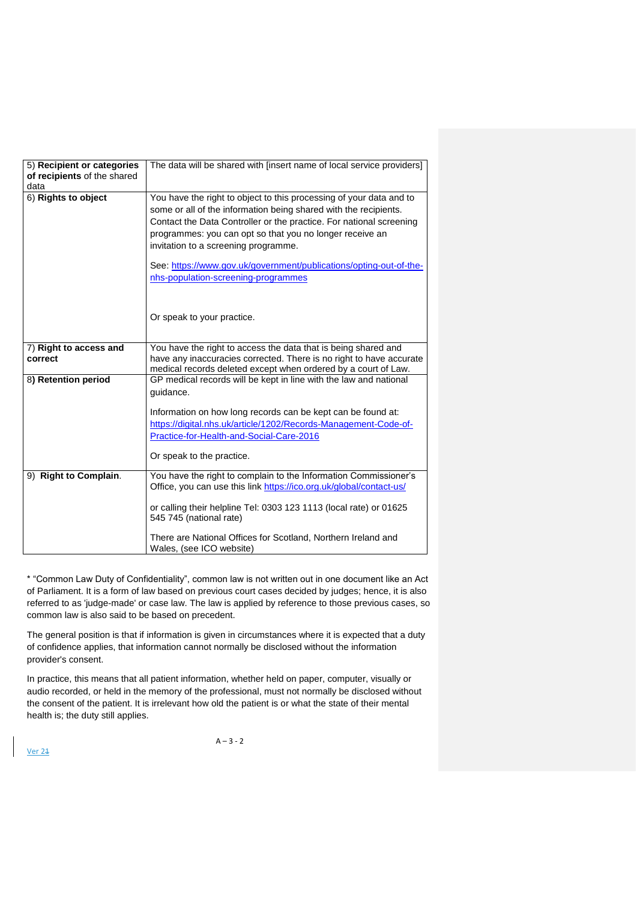| 5) **Recipient or categories of recipients** of the shared data | The data will be shared with [insert name of local service providers] |
|---|---|
| 6) **Rights to object** | You have the right to object to this processing of your data and to some or all of the information being shared with the recipients. Contact the Data Controller or the practice. For national screening programmes: you can opt so that you no longer receive an invitation to a screening programme.<br><br>See: https://www.gov.uk/government/publications/opting-out-of-the-nhs-population-screening-programmes<br><br>Or speak to your practice. |
| 7) **Right to access and correct** | You have the right to access the data that is being shared and have any inaccuracies corrected. There is no right to have accurate medical records deleted except when ordered by a court of Law. |
| 8**) Retention period** | GP medical records will be kept in line with the law and national guidance.<br><br>Information on how long records can be kept can be found at: https://digital.nhs.uk/article/1202/Records-Management-Code-of-Practice-for-Health-and-Social-Care-2016<br><br>Or speak to the practice. |
| 9) **Right to Complain**. | You have the right to complain to the Information Commissioner's Office, you can use this link https://ico.org.uk/global/contact-us/<br><br>or calling their helpline Tel: 0303 123 1113 (local rate) or 01625 545 745 (national rate)<br><br>There are National Offices for Scotland, Northern Ireland and Wales, (see ICO website) |

* "Common Law Duty of Confidentiality", common law is not written out in one document like an Act of Parliament. It is a form of law based on previous court cases decided by judges; hence, it is also referred to as 'judge-made' or case law. The law is applied by reference to those previous cases, so common law is also said to be based on precedent.

The general position is that if information is given in circumstances where it is expected that a duty of confidence applies, that information cannot normally be disclosed without the information provider's consent.

In practice, this means that all patient information, whether held on paper, computer, visually or audio recorded, or held in the memory of the professional, must not normally be disclosed without the consent of the patient. It is irrelevant how old the patient is or what the state of their mental health is; the duty still applies.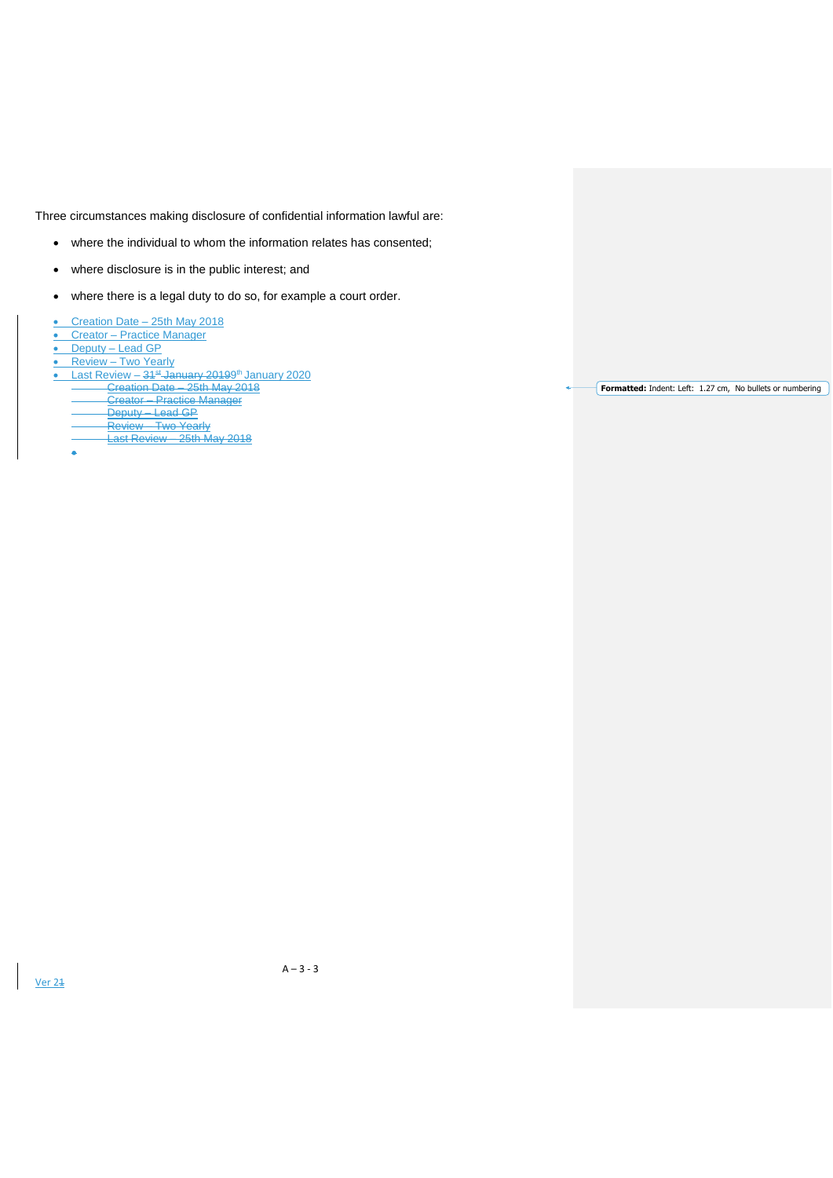Three circumstances making disclosure of confidential information lawful are:

- where the individual to whom the information relates has consented;
- where disclosure is in the public interest; and
- where there is a legal duty to do so, for example a court order.

- Creation Date – 25th May 2018
- Creator – Practice Manager
- Deputy – Lead GP
- Review – Two Yearly
- Last Review – 9th January 2020

Ver 2